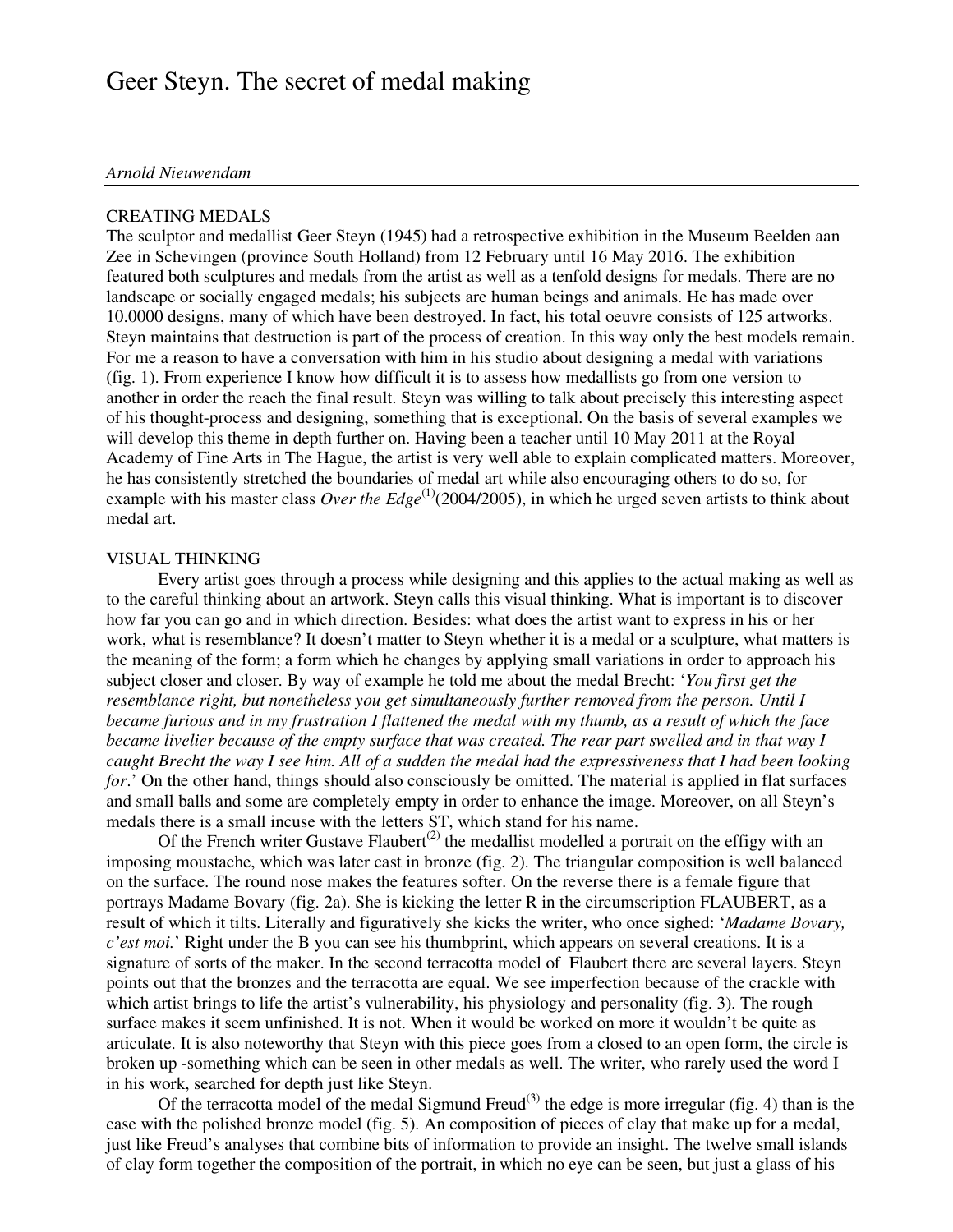# Geer Steyn. The secret of medal making

*Arnold Nieuwendam*

## CREATING MEDALS

The sculptor and medallist Geer Steyn (1945) had a retrospective exhibition in the Museum Beelden aan Zee in Schevingen (province South Holland) from 12 February until 16 May 2016. The exhibition featured both sculptures and medals from the artist as well as a tenfold designs for medals. There are no landscape or socially engaged medals; his subjects are human beings and animals. He has made over 10.0000 designs, many of which have been destroyed. In fact, his total oeuvre consists of 125 artworks. Steyn maintains that destruction is part of the process of creation. In this way only the best models remain. For me a reason to have a conversation with him in his studio about designing a medal with variations (fig. 1). From experience I know how difficult it is to assess how medallists go from one version to another in order the reach the final result. Steyn was willing to talk about precisely this interesting aspect of his thought-process and designing, something that is exceptional. On the basis of several examples we will develop this theme in depth further on. Having been a teacher until 10 May 2011 at the Royal Academy of Fine Arts in The Hague, the artist is very well able to explain complicated matters. Moreover, he has consistently stretched the boundaries of medal art while also encouraging others to do so, for example with his master class *Over the Edge*(1)(2004/2005), in which he urged seven artists to think about medal art.

## VISUAL THINKING

Every artist goes through a process while designing and this applies to the actual making as well as to the careful thinking about an artwork. Steyn calls this visual thinking. What is important is to discover how far you can go and in which direction. Besides: what does the artist want to express in his or her work, what is resemblance? It doesn't matter to Steyn whether it is a medal or a sculpture, what matters is the meaning of the form; a form which he changes by applying small variations in order to approach his subject closer and closer. By way of example he told me about the medal Brecht: '*You first get the resemblance right, but nonetheless you get simultaneously further removed from the person. Until I became furious and in my frustration I flattened the medal with my thumb, as a result of which the face became livelier because of the empty surface that was created. The rear part swelled and in that way I caught Brecht the way I see him. All of a sudden the medal had the expressiveness that I had been looking for*.' On the other hand, things should also consciously be omitted. The material is applied in flat surfaces and small balls and some are completely empty in order to enhance the image. Moreover, on all Steyn's medals there is a small incuse with the letters ST, which stand for his name.

Of the French writer Gustave Flaubert(2) the medallist modelled a portrait on the effigy with an imposing moustache, which was later cast in bronze (fig. 2). The triangular composition is well balanced on the surface. The round nose makes the features softer. On the reverse there is a female figure that portrays Madame Bovary (fig. 2a). She is kicking the letter R in the circumscription FLAUBERT, as a result of which it tilts. Literally and figuratively she kicks the writer, who once sighed: '*Madame Bovary, c'est moi.*' Right under the B you can see his thumbprint, which appears on several creations. It is a signature of sorts of the maker. In the second terracotta model of Flaubert there are several layers. Steyn points out that the bronzes and the terracotta are equal. We see imperfection because of the crackle with which artist brings to life the artist's vulnerability, his physiology and personality (fig. 3). The rough surface makes it seem unfinished. It is not. When it would be worked on more it wouldn't be quite as articulate. It is also noteworthy that Steyn with this piece goes from a closed to an open form, the circle is broken up -something which can be seen in other medals as well. The writer, who rarely used the word I in his work, searched for depth just like Steyn.

Of the terracotta model of the medal Sigmund Freud(3) the edge is more irregular (fig. 4) than is the case with the polished bronze model (fig. 5). An composition of pieces of clay that make up for a medal, just like Freud's analyses that combine bits of information to provide an insight. The twelve small islands of clay form together the composition of the portrait, in which no eye can be seen, but just a glass of his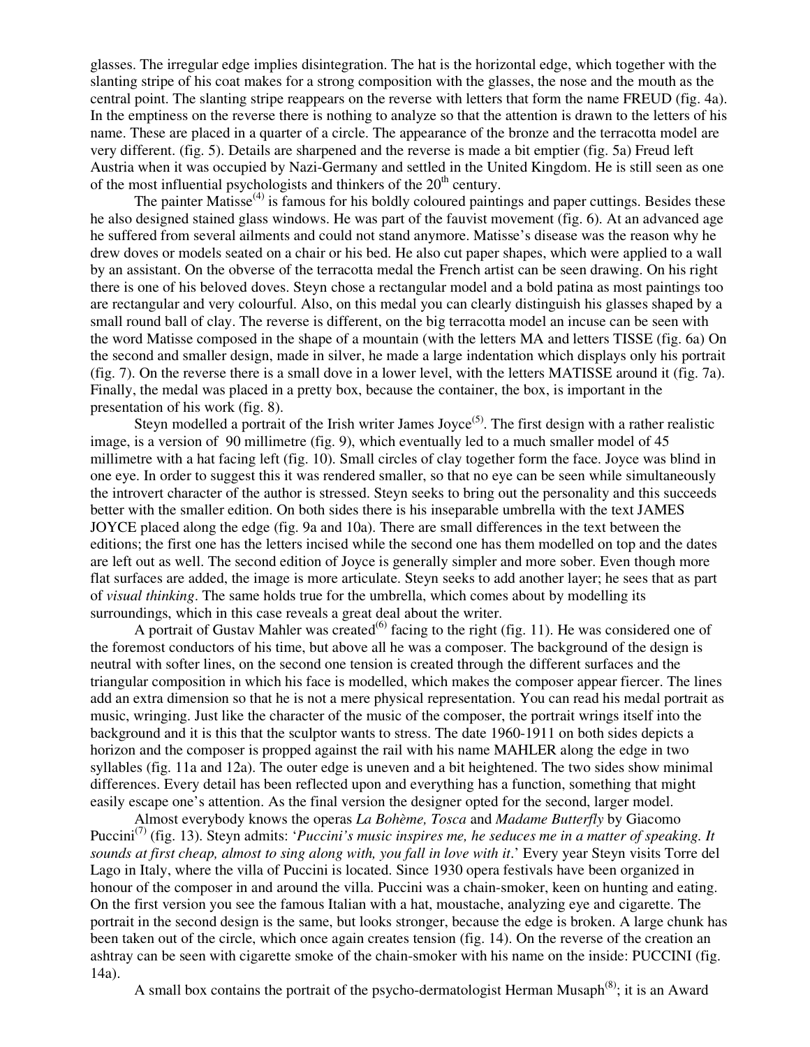glasses. The irregular edge implies disintegration. The hat is the horizontal edge, which together with the slanting stripe of his coat makes for a strong composition with the glasses, the nose and the mouth as the central point. The slanting stripe reappears on the reverse with letters that form the name FREUD (fig. 4a). In the emptiness on the reverse there is nothing to analyze so that the attention is drawn to the letters of his name. These are placed in a quarter of a circle. The appearance of the bronze and the terracotta model are very different. (fig. 5). Details are sharpened and the reverse is made a bit emptier (fig. 5a) Freud left Austria when it was occupied by Nazi-Germany and settled in the United Kingdom. He is still seen as one of the most influential psychologists and thinkers of the 20th century.

The painter Matisse[4] is famous for his boldly coloured paintings and paper cuttings. Besides these he also designed stained glass windows. He was part of the fauvist movement (fig. 6). At an advanced age he suffered from several ailments and could not stand anymore. Matisse's disease was the reason why he drew doves or models seated on a chair or his bed. He also cut paper shapes, which were applied to a wall by an assistant. On the obverse of the terracotta medal the French artist can be seen drawing. On his right there is one of his beloved doves. Steyn chose a rectangular model and a bold patina as most paintings too are rectangular and very colourful. Also, on this medal you can clearly distinguish his glasses shaped by a small round ball of clay. The reverse is different, on the big terracotta model an incuse can be seen with the word Matisse composed in the shape of a mountain (with the letters MA and letters TISSE (fig. 6a) On the second and smaller design, made in silver, he made a large indentation which displays only his portrait (fig. 7). On the reverse there is a small dove in a lower level, with the letters MATISSE around it (fig. 7a). Finally, the medal was placed in a pretty box, because the container, the box, is important in the presentation of his work (fig. 8).

Steyn modelled a portrait of the Irish writer James Joyce[5]. The first design with a rather realistic image, is a version of 90 millimetre (fig. 9), which eventually led to a much smaller model of 45 millimetre with a hat facing left (fig. 10). Small circles of clay together form the face. Joyce was blind in one eye. In order to suggest this it was rendered smaller, so that no eye can be seen while simultaneously the introvert character of the author is stressed. Steyn seeks to bring out the personality and this succeeds better with the smaller edition. On both sides there is his inseparable umbrella with the text JAMES JOYCE placed along the edge (fig. 9a and 10a). There are small differences in the text between the editions; the first one has the letters incised while the second one has them modelled on top and the dates are left out as well. The second edition of Joyce is generally simpler and more sober. Even though more flat surfaces are added, the image is more articulate. Steyn seeks to add another layer; he sees that as part of *visual thinking*. The same holds true for the umbrella, which comes about by modelling its surroundings, which in this case reveals a great deal about the writer.

A portrait of Gustav Mahler was created[6] facing to the right (fig. 11). He was considered one of the foremost conductors of his time, but above all he was a composer. The background of the design is neutral with softer lines, on the second one tension is created through the different surfaces and the triangular composition in which his face is modelled, which makes the composer appear fiercer. The lines add an extra dimension so that he is not a mere physical representation. You can read his medal portrait as music, wringing. Just like the character of the music of the composer, the portrait wrings itself into the background and it is this that the sculptor wants to stress. The date 1960-1911 on both sides depicts a horizon and the composer is propped against the rail with his name MAHLER along the edge in two syllables (fig. 11a and 12a). The outer edge is uneven and a bit heightened. The two sides show minimal differences. Every detail has been reflected upon and everything has a function, something that might easily escape one's attention. As the final version the designer opted for the second, larger model.

Almost everybody knows the operas *La Bohème, Tosca* and *Madame Butterfly* by Giacomo Puccini[7] (fig. 13). Steyn admits: '*Puccini's music inspires me, he seduces me in a matter of speaking. It sounds at first cheap, almost to sing along with, you fall in love with it*.' Every year Steyn visits Torre del Lago in Italy, where the villa of Puccini is located. Since 1930 opera festivals have been organized in honour of the composer in and around the villa. Puccini was a chain-smoker, keen on hunting and eating. On the first version you see the famous Italian with a hat, moustache, analyzing eye and cigarette. The portrait in the second design is the same, but looks stronger, because the edge is broken. A large chunk has been taken out of the circle, which once again creates tension (fig. 14). On the reverse of the creation an ashtray can be seen with cigarette smoke of the chain-smoker with his name on the inside: PUCCINI (fig. 14a).

A small box contains the portrait of the psycho-dermatologist Herman Musaph[8]; it is an Award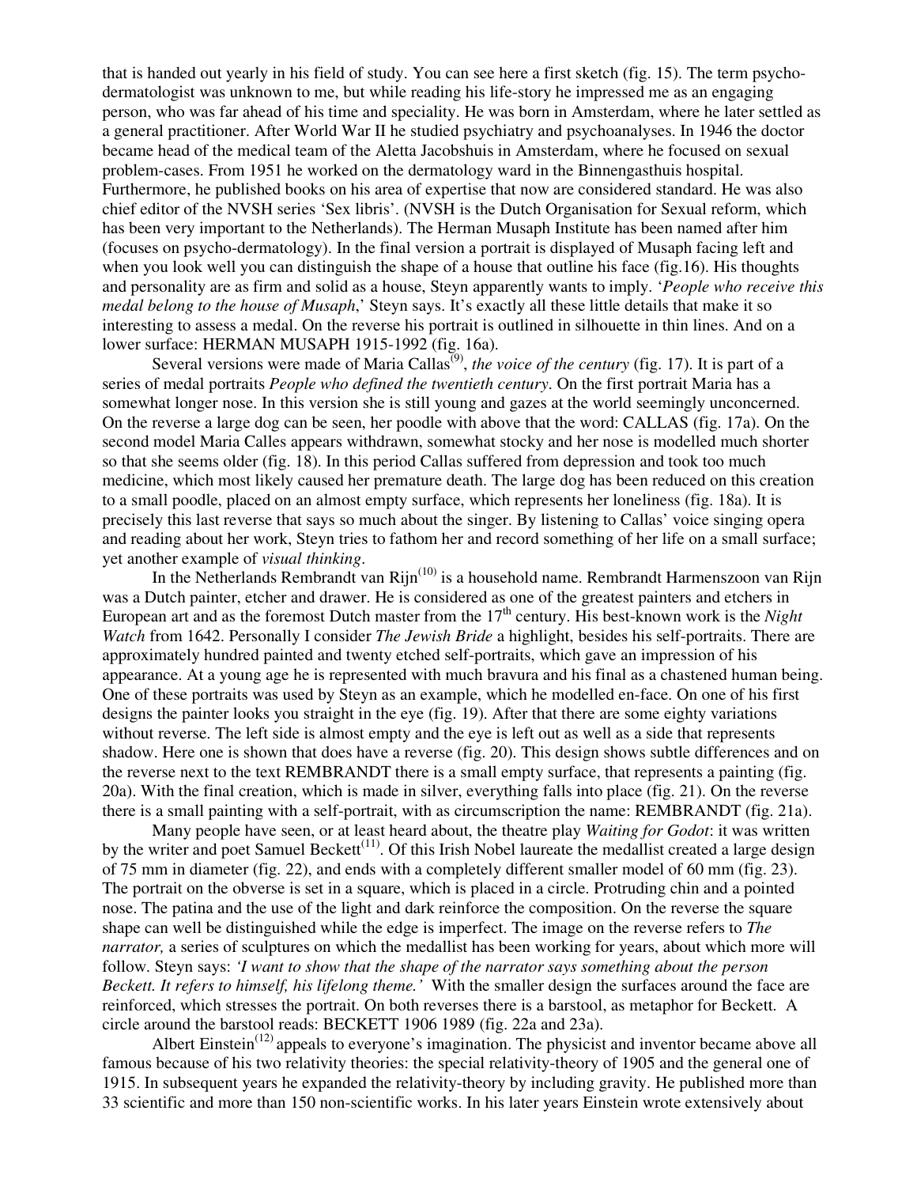that is handed out yearly in his field of study. You can see here a first sketch (fig. 15). The term psycho-dermatologist was unknown to me, but while reading his life-story he impressed me as an engaging person, who was far ahead of his time and speciality. He was born in Amsterdam, where he later settled as a general practitioner. After World War II he studied psychiatry and psychoanalyses. In 1946 the doctor became head of the medical team of the Aletta Jacobshuis in Amsterdam, where he focused on sexual problem-cases. From 1951 he worked on the dermatology ward in the Binnengasthuis hospital. Furthermore, he published books on his area of expertise that now are considered standard. He was also chief editor of the NVSH series 'Sex libris'. (NVSH is the Dutch Organisation for Sexual reform, which has been very important to the Netherlands). The Herman Musaph Institute has been named after him (focuses on psycho-dermatology). In the final version a portrait is displayed of Musaph facing left and when you look well you can distinguish the shape of a house that outline his face (fig.16). His thoughts and personality are as firm and solid as a house, Steyn apparently wants to imply. '*People who receive this medal belong to the house of Musaph*,' Steyn says. It's exactly all these little details that make it so interesting to assess a medal. On the reverse his portrait is outlined in silhouette in thin lines. And on a lower surface: HERMAN MUSAPH 1915-1992 (fig. 16a).

Several versions were made of Maria Callas[9], *the voice of the century* (fig. 17). It is part of a series of medal portraits *People who defined the twentieth century*. On the first portrait Maria has a somewhat longer nose. In this version she is still young and gazes at the world seemingly unconcerned. On the reverse a large dog can be seen, her poodle with above that the word: CALLAS (fig. 17a). On the second model Maria Calles appears withdrawn, somewhat stocky and her nose is modelled much shorter so that she seems older (fig. 18). In this period Callas suffered from depression and took too much medicine, which most likely caused her premature death. The large dog has been reduced on this creation to a small poodle, placed on an almost empty surface, which represents her loneliness (fig. 18a). It is precisely this last reverse that says so much about the singer. By listening to Callas' voice singing opera and reading about her work, Steyn tries to fathom her and record something of her life on a small surface; yet another example of *visual thinking*.

In the Netherlands Rembrandt van Rijn[10] is a household name. Rembrandt Harmenszoon van Rijn was a Dutch painter, etcher and drawer. He is considered as one of the greatest painters and etchers in European art and as the foremost Dutch master from the 17th century. His best-known work is the *Night Watch* from 1642. Personally I consider *The Jewish Bride* a highlight, besides his self-portraits. There are approximately hundred painted and twenty etched self-portraits, which gave an impression of his appearance. At a young age he is represented with much bravura and his final as a chastened human being. One of these portraits was used by Steyn as an example, which he modelled en-face. On one of his first designs the painter looks you straight in the eye (fig. 19). After that there are some eighty variations without reverse. The left side is almost empty and the eye is left out as well as a side that represents shadow. Here one is shown that does have a reverse (fig. 20). This design shows subtle differences and on the reverse next to the text REMBRANDT there is a small empty surface, that represents a painting (fig. 20a). With the final creation, which is made in silver, everything falls into place (fig. 21). On the reverse there is a small painting with a self-portrait, with as circumscription the name: REMBRANDT (fig. 21a).

Many people have seen, or at least heard about, the theatre play *Waiting for Godot*: it was written by the writer and poet Samuel Beckett[11]. Of this Irish Nobel laureate the medallist created a large design of 75 mm in diameter (fig. 22), and ends with a completely different smaller model of 60 mm (fig. 23). The portrait on the obverse is set in a square, which is placed in a circle. Protruding chin and a pointed nose. The patina and the use of the light and dark reinforce the composition. On the reverse the square shape can well be distinguished while the edge is imperfect. The image on the reverse refers to *The narrator,* a series of sculptures on which the medallist has been working for years, about which more will follow. Steyn says: *'I want to show that the shape of the narrator says something about the person Beckett. It refers to himself, his lifelong theme.'* With the smaller design the surfaces around the face are reinforced, which stresses the portrait. On both reverses there is a barstool, as metaphor for Beckett. A circle around the barstool reads: BECKETT 1906 1989 (fig. 22a and 23a).

Albert Einstein[12] appeals to everyone's imagination. The physicist and inventor became above all famous because of his two relativity theories: the special relativity-theory of 1905 and the general one of 1915. In subsequent years he expanded the relativity-theory by including gravity. He published more than 33 scientific and more than 150 non-scientific works. In his later years Einstein wrote extensively about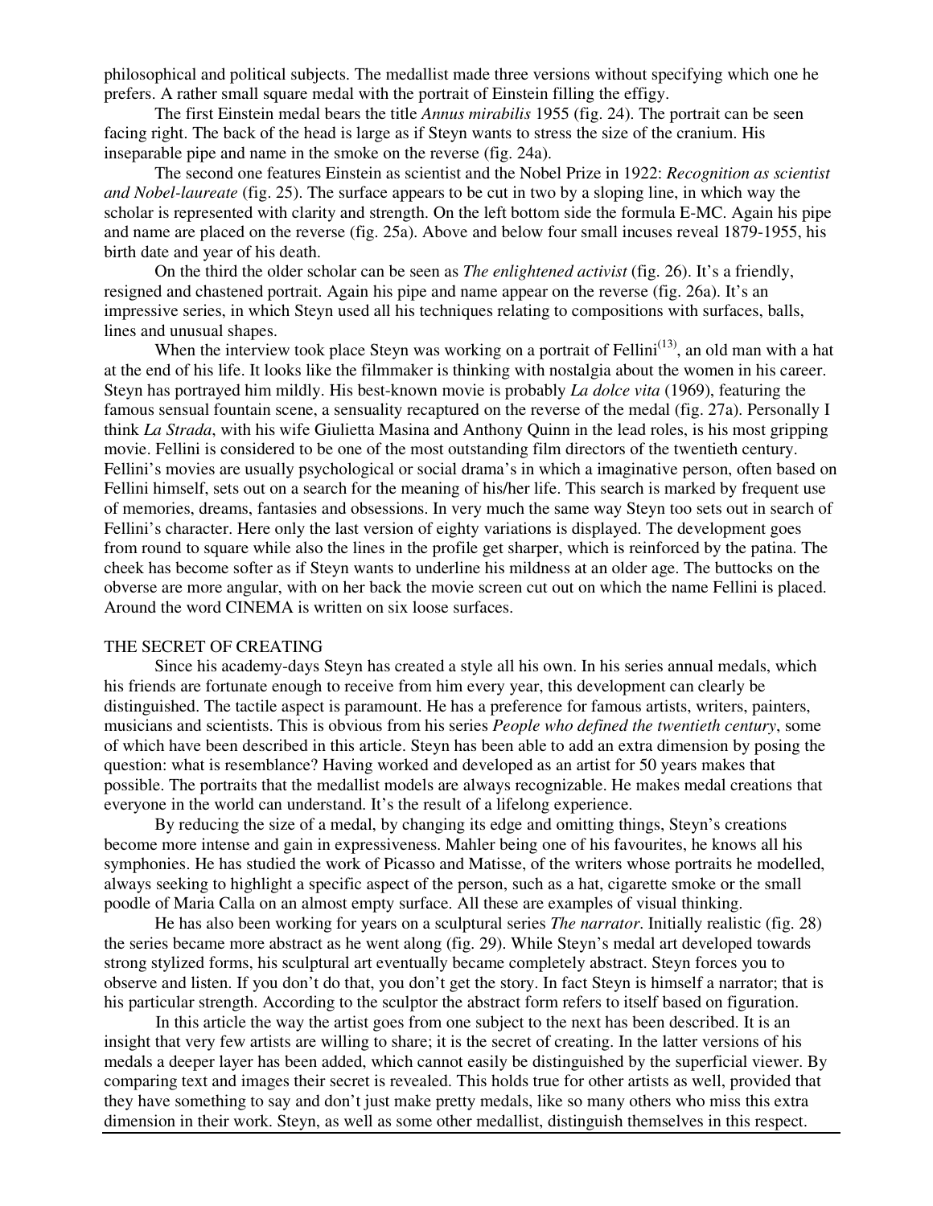philosophical and political subjects. The medallist made three versions without specifying which one he prefers. A rather small square medal with the portrait of Einstein filling the effigy.

The first Einstein medal bears the title *Annus mirabilis* 1955 (fig. 24). The portrait can be seen facing right. The back of the head is large as if Steyn wants to stress the size of the cranium. His inseparable pipe and name in the smoke on the reverse (fig. 24a).

The second one features Einstein as scientist and the Nobel Prize in 1922: *Recognition as scientist and Nobel-laureate* (fig. 25). The surface appears to be cut in two by a sloping line, in which way the scholar is represented with clarity and strength. On the left bottom side the formula E-MC. Again his pipe and name are placed on the reverse (fig. 25a). Above and below four small incuses reveal 1879-1955, his birth date and year of his death.

On the third the older scholar can be seen as *The enlightened activist* (fig. 26). It's a friendly, resigned and chastened portrait. Again his pipe and name appear on the reverse (fig. 26a). It's an impressive series, in which Steyn used all his techniques relating to compositions with surfaces, balls, lines and unusual shapes.

When the interview took place Steyn was working on a portrait of Fellini[13], an old man with a hat at the end of his life. It looks like the filmmaker is thinking with nostalgia about the women in his career. Steyn has portrayed him mildly. His best-known movie is probably *La dolce vita* (1969), featuring the famous sensual fountain scene, a sensuality recaptured on the reverse of the medal (fig. 27a). Personally I think *La Strada*, with his wife Giulietta Masina and Anthony Quinn in the lead roles, is his most gripping movie. Fellini is considered to be one of the most outstanding film directors of the twentieth century. Fellini's movies are usually psychological or social drama's in which a imaginative person, often based on Fellini himself, sets out on a search for the meaning of his/her life. This search is marked by frequent use of memories, dreams, fantasies and obsessions. In very much the same way Steyn too sets out in search of Fellini's character. Here only the last version of eighty variations is displayed. The development goes from round to square while also the lines in the profile get sharper, which is reinforced by the patina. The cheek has become softer as if Steyn wants to underline his mildness at an older age. The buttocks on the obverse are more angular, with on her back the movie screen cut out on which the name Fellini is placed. Around the word CINEMA is written on six loose surfaces.

## THE SECRET OF CREATING

Since his academy-days Steyn has created a style all his own. In his series annual medals, which his friends are fortunate enough to receive from him every year, this development can clearly be distinguished. The tactile aspect is paramount. He has a preference for famous artists, writers, painters, musicians and scientists. This is obvious from his series *People who defined the twentieth century*, some of which have been described in this article. Steyn has been able to add an extra dimension by posing the question: what is resemblance? Having worked and developed as an artist for 50 years makes that possible. The portraits that the medallist models are always recognizable. He makes medal creations that everyone in the world can understand. It's the result of a lifelong experience.

By reducing the size of a medal, by changing its edge and omitting things, Steyn's creations become more intense and gain in expressiveness. Mahler being one of his favourites, he knows all his symphonies. He has studied the work of Picasso and Matisse, of the writers whose portraits he modelled, always seeking to highlight a specific aspect of the person, such as a hat, cigarette smoke or the small poodle of Maria Calla on an almost empty surface. All these are examples of visual thinking.

He has also been working for years on a sculptural series *The narrator*. Initially realistic (fig. 28) the series became more abstract as he went along (fig. 29). While Steyn's medal art developed towards strong stylized forms, his sculptural art eventually became completely abstract. Steyn forces you to observe and listen. If you don't do that, you don't get the story. In fact Steyn is himself a narrator; that is his particular strength. According to the sculptor the abstract form refers to itself based on figuration.

In this article the way the artist goes from one subject to the next has been described. It is an insight that very few artists are willing to share; it is the secret of creating. In the latter versions of his medals a deeper layer has been added, which cannot easily be distinguished by the superficial viewer. By comparing text and images their secret is revealed. This holds true for other artists as well, provided that they have something to say and don't just make pretty medals, like so many others who miss this extra dimension in their work. Steyn, as well as some other medallist, distinguish themselves in this respect.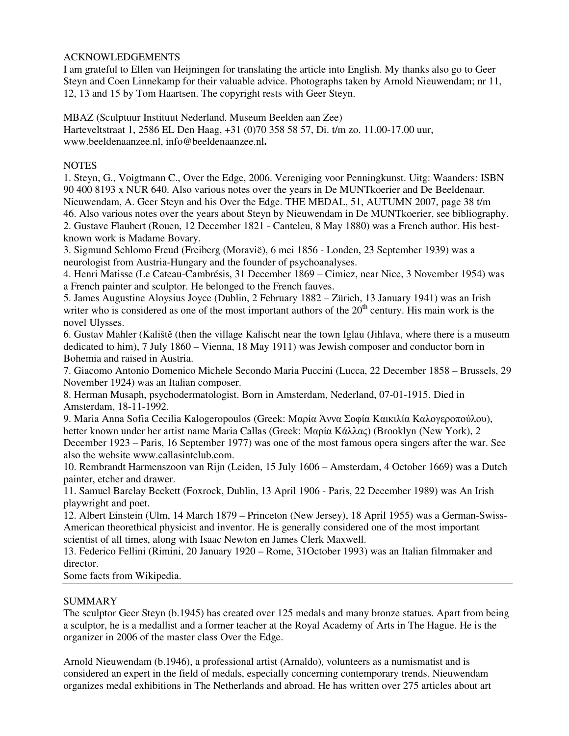## ACKNOWLEDGEMENTS

I am grateful to Ellen van Heijningen for translating the article into English. My thanks also go to Geer Steyn and Coen Linnekamp for their valuable advice. Photographs taken by Arnold Nieuwendam; nr 11, 12, 13 and 15 by Tom Haartsen. The copyright rests with Geer Steyn.

MBAZ (Sculptuur Instituut Nederland. Museum Beelden aan Zee)
Harteveltstraat 1, 2586 EL Den Haag, +31 (0)70 358 58 57, Di. t/m zo. 11.00-17.00 uur, www.beeldenaanzee.nl, info@beeldenaanzee.nl**.**

## NOTES

1. Steyn, G., Voigtmann C., Over the Edge, 2006. Vereniging voor Penningkunst. Uitg: Waanders: ISBN 90 400 8193 x NUR 640. Also various notes over the years in De MUNTkoerier and De Beeldenaar. Nieuwendam, A. Geer Steyn and his Over the Edge. THE MEDAL, 51, AUTUMN 2007, page 38 t/m 46. Also various notes over the years about Steyn by Nieuwendam in De MUNTkoerier, see bibliography.
2. Gustave Flaubert (Rouen, 12 December 1821 - Canteleu, 8 May 1880) was a French author. His best-known work is Madame Bovary.
3. Sigmund Schlomo Freud (Freiberg (Moravië), 6 mei 1856 - Londen, 23 September 1939) was a neurologist from Austria-Hungary and the founder of psychoanalyses.
4. Henri Matisse (Le Cateau-Cambrésis, 31 December 1869 – Cimiez, near Nice, 3 November 1954) was a French painter and sculptor. He belonged to the French fauves.
5. James Augustine Aloysius Joyce (Dublin, 2 February 1882 – Zürich, 13 January 1941) was an Irish writer who is considered as one of the most important authors of the 20th century. His main work is the novel Ulysses.
6. Gustav Mahler (Kaliště (then the village Kalischt near the town Iglau (Jihlava, where there is a museum dedicated to him), 7 July 1860 – Vienna, 18 May 1911) was Jewish composer and conductor born in Bohemia and raised in Austria.
7. Giacomo Antonio Domenico Michele Secondo Maria Puccini (Lucca, 22 December 1858 – Brussels, 29 November 1924) was an Italian composer.
8. Herman Musaph, psychodermatologist. Born in Amsterdam, Nederland, 07-01-1915. Died in Amsterdam, 18-11-1992.
9. Maria Anna Sofia Cecilia Kalogeropoulos (Greek: Μαρία Άννα Σοφία Καικιλία Καλογεροπούλου), better known under her artist name Maria Callas (Greek: Μαρία Κάλλας) (Brooklyn (New York), 2 December 1923 – Paris, 16 September 1977) was one of the most famous opera singers after the war. See also the website www.callasintclub.com.
10. Rembrandt Harmenszoon van Rijn (Leiden, 15 July 1606 – Amsterdam, 4 October 1669) was a Dutch painter, etcher and drawer.
11. Samuel Barclay Beckett (Foxrock, Dublin, 13 April 1906 - Paris, 22 December 1989) was An Irish playwright and poet.
12. Albert Einstein (Ulm, 14 March 1879 – Princeton (New Jersey), 18 April 1955) was a German-Swiss-American theorethical physicist and inventor. He is generally considered one of the most important scientist of all times, along with Isaac Newton en James Clerk Maxwell.
13. Federico Fellini (Rimini, 20 January 1920 – Rome, 31October 1993) was an Italian filmmaker and director.

Some facts from Wikipedia.

---

## SUMMARY

The sculptor Geer Steyn (b.1945) has created over 125 medals and many bronze statues. Apart from being a sculptor, he is a medallist and a former teacher at the Royal Academy of Arts in The Hague. He is the organizer in 2006 of the master class Over the Edge.

Arnold Nieuwendam (b.1946), a professional artist (Arnaldo), volunteers as a numismatist and is considered an expert in the field of medals, especially concerning contemporary trends. Nieuwendam organizes medal exhibitions in The Netherlands and abroad. He has written over 275 articles about art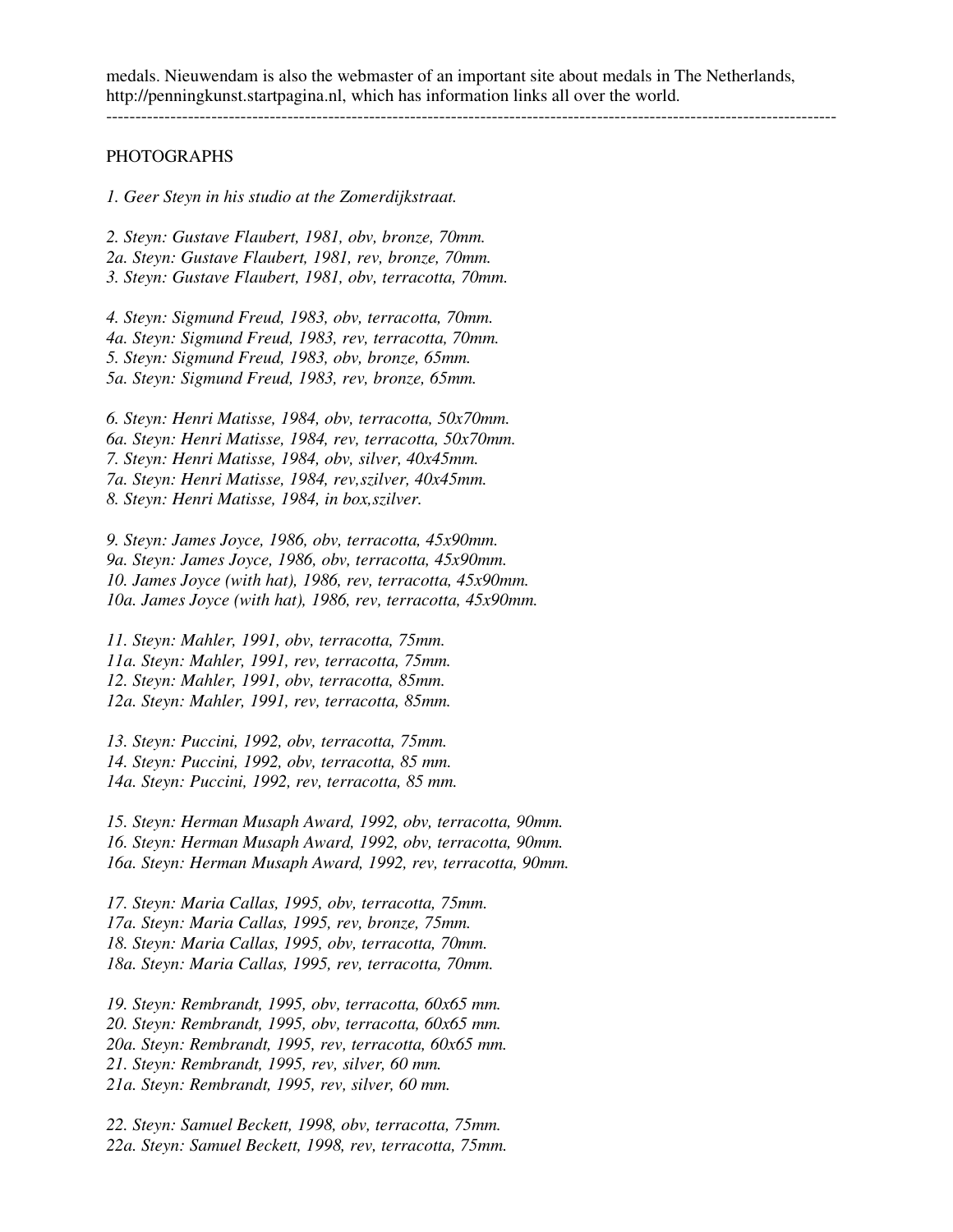medals. Nieuwendam is also the webmaster of an important site about medals in The Netherlands, http://penningkunst.startpagina.nl, which has information links all over the world.

---

PHOTOGRAPHS

*1. Geer Steyn in his studio at the Zomerdijkstraat.*

*2. Steyn: Gustave Flaubert, 1981, obv, bronze, 70mm.*
*2a. Steyn: Gustave Flaubert, 1981, rev, bronze, 70mm.*
*3. Steyn: Gustave Flaubert, 1981, obv, terracotta, 70mm.*

*4. Steyn: Sigmund Freud, 1983, obv, terracotta, 70mm.*
*4a. Steyn: Sigmund Freud, 1983, rev, terracotta, 70mm.*
*5. Steyn: Sigmund Freud, 1983, obv, bronze, 65mm.*
*5a. Steyn: Sigmund Freud, 1983, rev, bronze, 65mm.*

*6. Steyn: Henri Matisse, 1984, obv, terracotta, 50x70mm.*
*6a. Steyn: Henri Matisse, 1984, rev, terracotta, 50x70mm.*
*7. Steyn: Henri Matisse, 1984, obv, silver, 40x45mm.*
*7a. Steyn: Henri Matisse, 1984, rev,szilver, 40x45mm.*
*8. Steyn: Henri Matisse, 1984, in box,szilver.*

*9. Steyn: James Joyce, 1986, obv, terracotta, 45x90mm.*
*9a. Steyn: James Joyce, 1986, obv, terracotta, 45x90mm.*
*10. James Joyce (with hat), 1986, rev, terracotta, 45x90mm.*
*10a. James Joyce (with hat), 1986, rev, terracotta, 45x90mm.*

*11. Steyn: Mahler, 1991, obv, terracotta, 75mm.*
*11a. Steyn: Mahler, 1991, rev, terracotta, 75mm.*
*12. Steyn: Mahler, 1991, obv, terracotta, 85mm.*
*12a. Steyn: Mahler, 1991, rev, terracotta, 85mm.*

*13. Steyn: Puccini, 1992, obv, terracotta, 75mm.*
*14. Steyn: Puccini, 1992, obv, terracotta, 85 mm.*
*14a. Steyn: Puccini, 1992, rev, terracotta, 85 mm.*

*15. Steyn: Herman Musaph Award, 1992, obv, terracotta, 90mm.*
*16. Steyn: Herman Musaph Award, 1992, obv, terracotta, 90mm.*
*16a. Steyn: Herman Musaph Award, 1992, rev, terracotta, 90mm.*

*17. Steyn: Maria Callas, 1995, obv, terracotta, 75mm.*
*17a. Steyn: Maria Callas, 1995, rev, bronze, 75mm.*
*18. Steyn: Maria Callas, 1995, obv, terracotta, 70mm.*
*18a. Steyn: Maria Callas, 1995, rev, terracotta, 70mm.*

*19. Steyn: Rembrandt, 1995, obv, terracotta, 60x65 mm.*
*20. Steyn: Rembrandt, 1995, obv, terracotta, 60x65 mm.*
*20a. Steyn: Rembrandt, 1995, rev, terracotta, 60x65 mm.*
*21. Steyn: Rembrandt, 1995, rev, silver, 60 mm.*
*21a. Steyn: Rembrandt, 1995, rev, silver, 60 mm.*

*22. Steyn: Samuel Beckett, 1998, obv, terracotta, 75mm.*
*22a. Steyn: Samuel Beckett, 1998, rev, terracotta, 75mm.*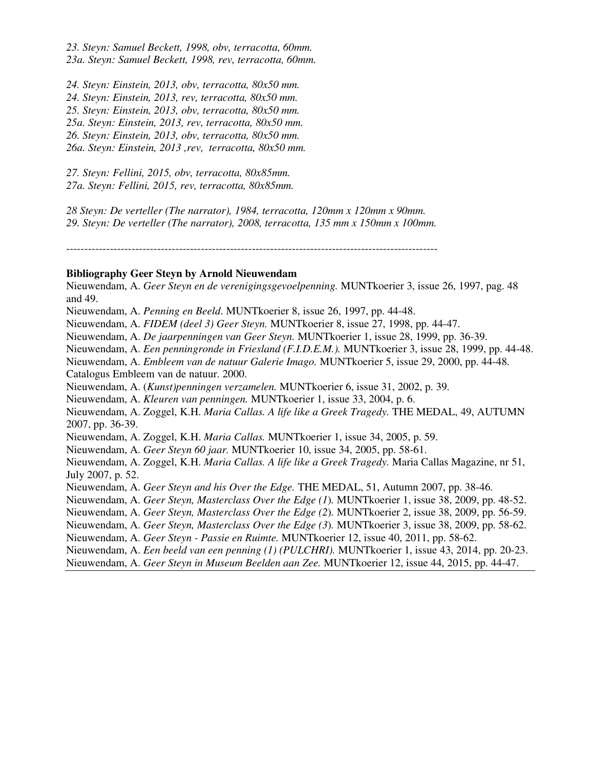*23. Steyn: Samuel Beckett, 1998, obv, terracotta, 60mm.*
*23a. Steyn: Samuel Beckett, 1998, rev, terracotta, 60mm.*

*24. Steyn: Einstein, 2013, obv, terracotta, 80x50 mm.*
*24. Steyn: Einstein, 2013, rev, terracotta, 80x50 mm.*
*25. Steyn: Einstein, 2013, obv, terracotta, 80x50 mm.*
*25a. Steyn: Einstein, 2013, rev, terracotta, 80x50 mm.*
*26. Steyn: Einstein, 2013, obv, terracotta, 80x50 mm.*
*26a. Steyn: Einstein, 2013 ,rev,  terracotta, 80x50 mm.*

*27. Steyn: Fellini, 2015, obv, terracotta, 80x85mm.*
*27a. Steyn: Fellini, 2015, rev, terracotta, 80x85mm.*

*28 Steyn: De verteller (The narrator), 1984, terracotta, 120mm x 120mm x 90mm.*
*29. Steyn: De verteller (The narrator), 2008, terracotta, 135 mm x 150mm x 100mm.*

---

**Bibliography Geer Steyn by Arnold Nieuwendam**

Nieuwendam, A. *Geer Steyn en de verenigingsgevoelpenning.* MUNTkoerier 3, issue 26, 1997, pag. 48 and 49.
Nieuwendam, A. *Penning en Beeld*. MUNTkoerier 8, issue 26, 1997, pp. 44-48.
Nieuwendam, A. *FIDEM (deel 3) Geer Steyn.* MUNTkoerier 8, issue 27, 1998, pp. 44-47.
Nieuwendam, A. *De jaarpenningen van Geer Steyn.* MUNTkoerier 1, issue 28, 1999, pp. 36-39.
Nieuwendam, A. *Een penningronde in Friesland (F.I.D.E.M.).* MUNTkoerier 3, issue 28, 1999, pp. 44-48.
Nieuwendam, A. *Embleem van de natuur Galerie Imago.* MUNTkoerier 5, issue 29, 2000, pp. 44-48.
Catalogus Embleem van de natuur. 2000.
Nieuwendam, A. (*Kunst)penningen verzamelen.* MUNTkoerier 6, issue 31, 2002, p. 39.
Nieuwendam, A. *Kleuren van penningen.* MUNTkoerier 1, issue 33, 2004, p. 6.
Nieuwendam, A. Zoggel, K.H. *Maria Callas. A life like a Greek Tragedy.* THE MEDAL, 49, AUTUMN 2007, pp. 36-39.
Nieuwendam, A. Zoggel, K.H. *Maria Callas.* MUNTkoerier 1, issue 34, 2005, p. 59.
Nieuwendam, A. *Geer Steyn 60 jaar.* MUNTkoerier 10, issue 34, 2005, pp. 58-61.
Nieuwendam, A. Zoggel, K.H. *Maria Callas. A life like a Greek Tragedy.* Maria Callas Magazine, nr 51, July 2007, p. 52.
Nieuwendam, A. *Geer Steyn and his Over the Edge.* THE MEDAL, 51, Autumn 2007, pp. 38-46.
Nieuwendam, A. *Geer Steyn, Masterclass Over the Edge (1*). MUNTkoerier 1, issue 38, 2009, pp. 48-52.
Nieuwendam, A. *Geer Steyn, Masterclass Over the Edge (2*). MUNTkoerier 2, issue 38, 2009, pp. 56-59.
Nieuwendam, A. *Geer Steyn, Masterclass Over the Edge (3*). MUNTkoerier 3, issue 38, 2009, pp. 58-62.
Nieuwendam, A. *Geer Steyn - Passie en Ruimte.* MUNTkoerier 12, issue 40, 2011, pp. 58-62.
Nieuwendam, A. *Een beeld van een penning (1) (PULCHRI).* MUNTkoerier 1, issue 43, 2014, pp. 20-23.
Nieuwendam, A. *Geer Steyn in Museum Beelden aan Zee.* MUNTkoerier 12, issue 44, 2015, pp. 44-47.